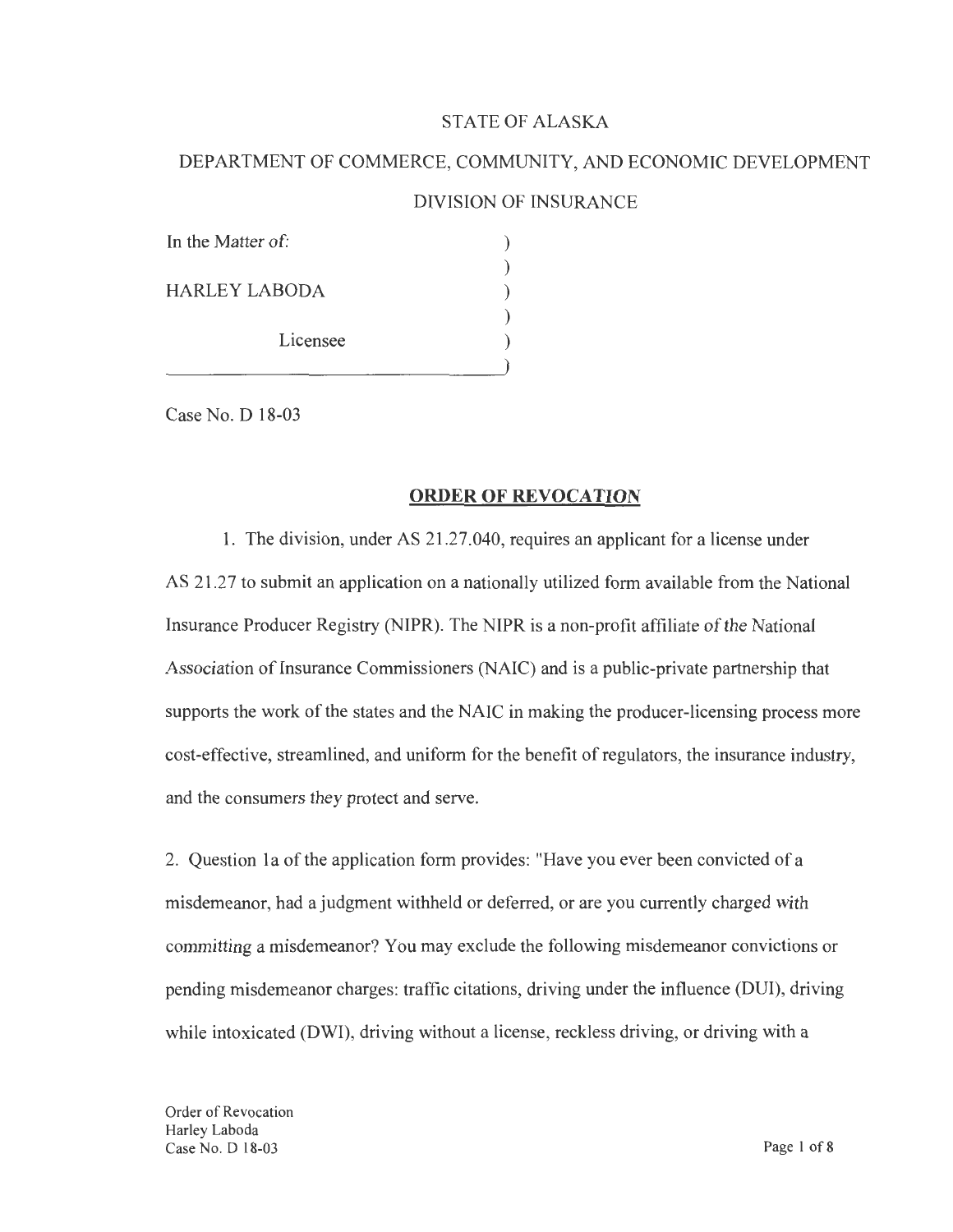STATE OF ALASKA

DEPARTMENT OF COMMERCE, COMMUNITY, AND ECONOMIC DEVELOPMENT

DIVISION OF INSURANCE

In the Matter of: )
 )
HARLEY LABODA )
 )
Licensee )

Case No. D 18-03

## ORDER OF REVOCATION

1. The division, under AS 21.27.040, requires an applicant for a license under AS 21.27 to submit an application on a nationally utilized form available from the National Insurance Producer Registry (NIPR). The NIPR is a non-profit affiliate of the National Association of Insurance Commissioners (NAIC) and is a public-private partnership that supports the work of the states and the NAIC in making the producer-licensing process more cost-effective, streamlined, and uniform for the benefit of regulators, the insurance industry, and the consumers they protect and serve.

2. Question 1a of the application form provides: "Have you ever been convicted of a misdemeanor, had a judgment withheld or deferred, or are you currently charged with committing a misdemeanor? You may exclude the following misdemeanor convictions or pending misdemeanor charges: traffic citations, driving under the influence (DUI), driving while intoxicated (DWI), driving without a license, reckless driving, or driving with a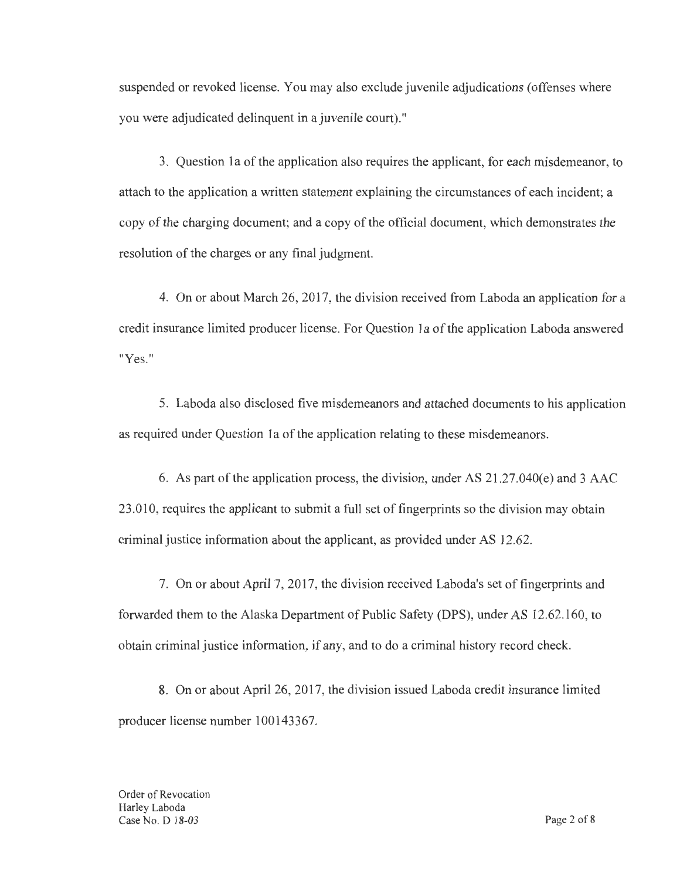suspended or revoked license. You may also exclude juvenile adjudications (offenses where you were adjudicated delinquent in a juvenile court)."

3. Question 1a of the application also requires the applicant, for each misdemeanor, to attach to the application a written statement explaining the circumstances of each incident; a copy of the charging document; and a copy of the official document, which demonstrates the resolution of the charges or any final judgment.

4. On or about March 26, 2017, the division received from Laboda an application for a credit insurance limited producer license. For Question 1a of the application Laboda answered "Yes."

5. Laboda also disclosed five misdemeanors and attached documents to his application as required under Question 1a of the application relating to these misdemeanors.

6. As part of the application process, the division, under AS 21.27.040(e) and 3 AAC 23.010, requires the applicant to submit a full set of fingerprints so the division may obtain criminal justice information about the applicant, as provided under AS 12.62.

7. On or about April 7, 2017, the division received Laboda's set of fingerprints and forwarded them to the Alaska Department of Public Safety (DPS), under AS 12.62.160, to obtain criminal justice information, if any, and to do a criminal history record check.

8. On or about April 26, 2017, the division issued Laboda credit insurance limited producer license number 100143367.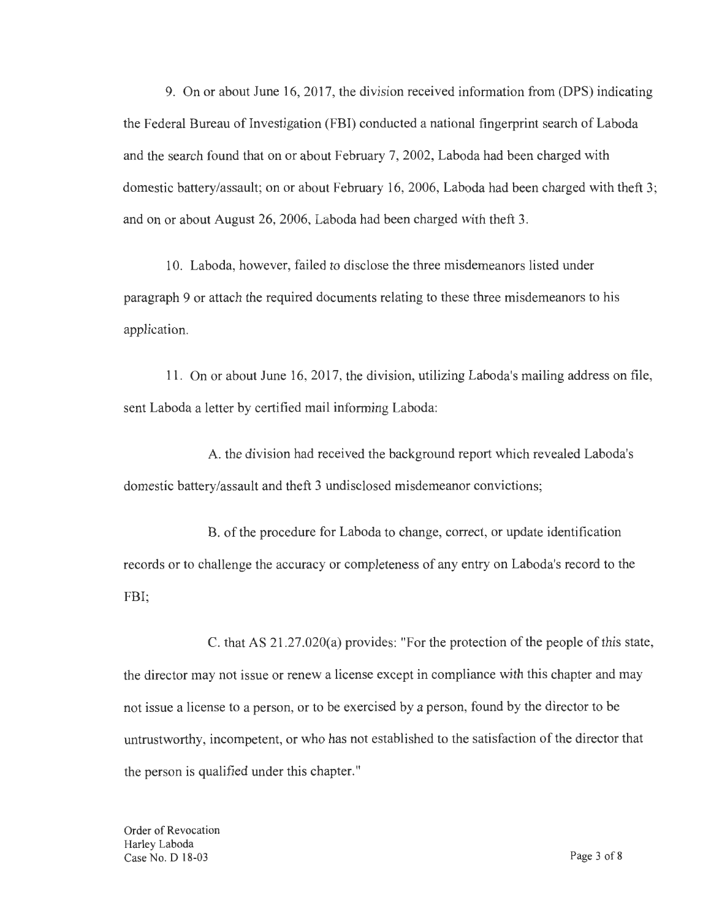9. On or about June 16, 2017, the division received information from (DPS) indicating the Federal Bureau of Investigation (FBI) conducted a national fingerprint search of Laboda and the search found that on or about February 7, 2002, Laboda had been charged with domestic battery/assault; on or about February 16, 2006, Laboda had been charged with theft 3; and on or about August 26, 2006, Laboda had been charged with theft 3.

10. Laboda, however, failed to disclose the three misdemeanors listed under paragraph 9 or attach the required documents relating to these three misdemeanors to his application.

11. On or about June 16, 2017, the division, utilizing Laboda's mailing address on file, sent Laboda a letter by certified mail informing Laboda:

A. the division had received the background report which revealed Laboda's domestic battery/assault and theft 3 undisclosed misdemeanor convictions;

B. of the procedure for Laboda to change, correct, or update identification records or to challenge the accuracy or completeness of any entry on Laboda's record to the FBI;

C. that AS 21.27.020(a) provides: "For the protection of the people of this state, the director may not issue or renew a license except in compliance with this chapter and may not issue a license to a person, or to be exercised by a person, found by the director to be untrustworthy, incompetent, or who has not established to the satisfaction of the director that the person is qualified under this chapter."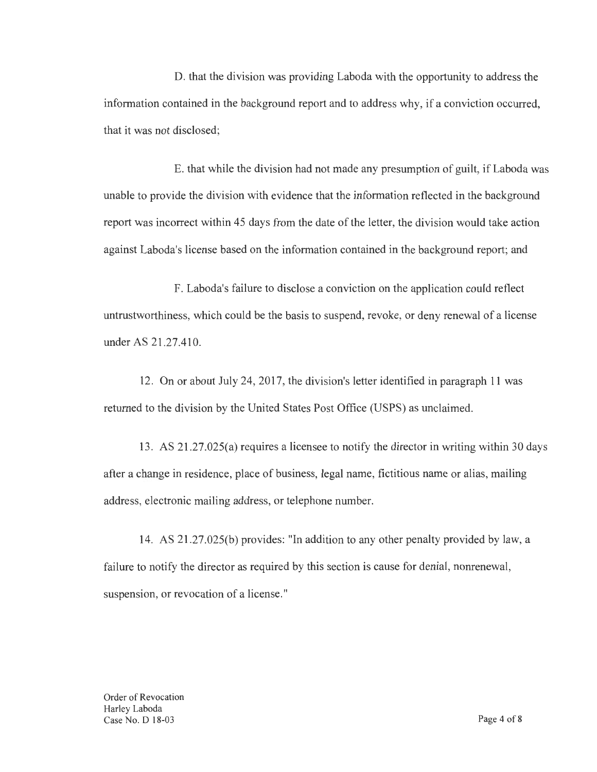D. that the division was providing Laboda with the opportunity to address the information contained in the background report and to address why, if a conviction occurred, that it was not disclosed;

E. that while the division had not made any presumption of guilt, if Laboda was unable to provide the division with evidence that the information reflected in the background report was incorrect within 45 days from the date of the letter, the division would take action against Laboda's license based on the information contained in the background report; and

F. Laboda's failure to disclose a conviction on the application could reflect untrustworthiness, which could be the basis to suspend, revoke, or deny renewal of a license under AS 21.27.410.

12. On or about July 24, 2017, the division's letter identified in paragraph 11 was returned to the division by the United States Post Office (USPS) as unclaimed.

13. AS 21.27.025(a) requires a licensee to notify the director in writing within 30 days after a change in residence, place of business, legal name, fictitious name or alias, mailing address, electronic mailing address, or telephone number.

14. AS 21.27.025(b) provides: "In addition to any other penalty provided by law, a failure to notify the director as required by this section is cause for denial, nonrenewal, suspension, or revocation of a license."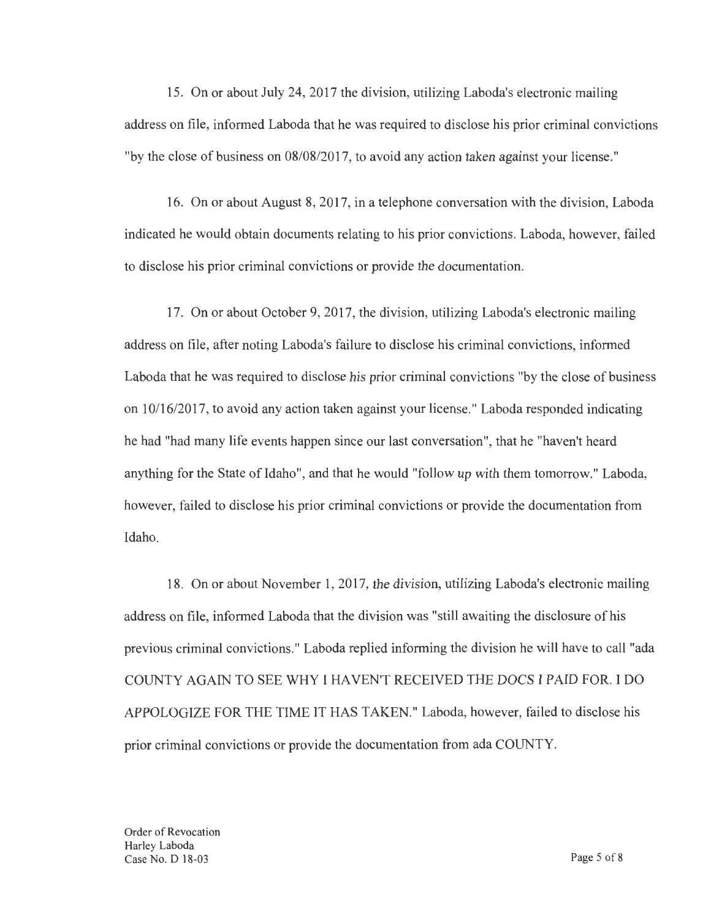15. On or about July 24, 2017 the division, utilizing Laboda's electronic mailing address on file, informed Laboda that he was required to disclose his prior criminal convictions "by the close of business on 08/08/2017, to avoid any action taken against your license."

16. On or about August 8, 2017, in a telephone conversation with the division, Laboda indicated he would obtain documents relating to his prior convictions. Laboda, however, failed to disclose his prior criminal convictions or provide the documentation.

17. On or about October 9, 2017, the division, utilizing Laboda's electronic mailing address on file, after noting Laboda's failure to disclose his criminal convictions, informed Laboda that he was required to disclose his prior criminal convictions "by the close of business on 10/16/2017, to avoid any action taken against your license." Laboda responded indicating he had "had many life events happen since our last conversation", that he "haven't heard anything for the State of Idaho", and that he would "follow up with them tomorrow." Laboda, however, failed to disclose his prior criminal convictions or provide the documentation from Idaho.

18. On or about November 1, 2017, the division, utilizing Laboda's electronic mailing address on file, informed Laboda that the division was "still awaiting the disclosure of his previous criminal convictions." Laboda replied informing the division he will have to call "ada COUNTY AGAIN TO SEE WHY I HAVEN'T RECEIVED THE DOCS I PAID FOR. I DO APPOLOGIZE FOR THE TIME IT HAS TAKEN." Laboda, however, failed to disclose his prior criminal convictions or provide the documentation from ada COUNTY.

Order of Revocation
Harley Laboda
Case No. D 18-03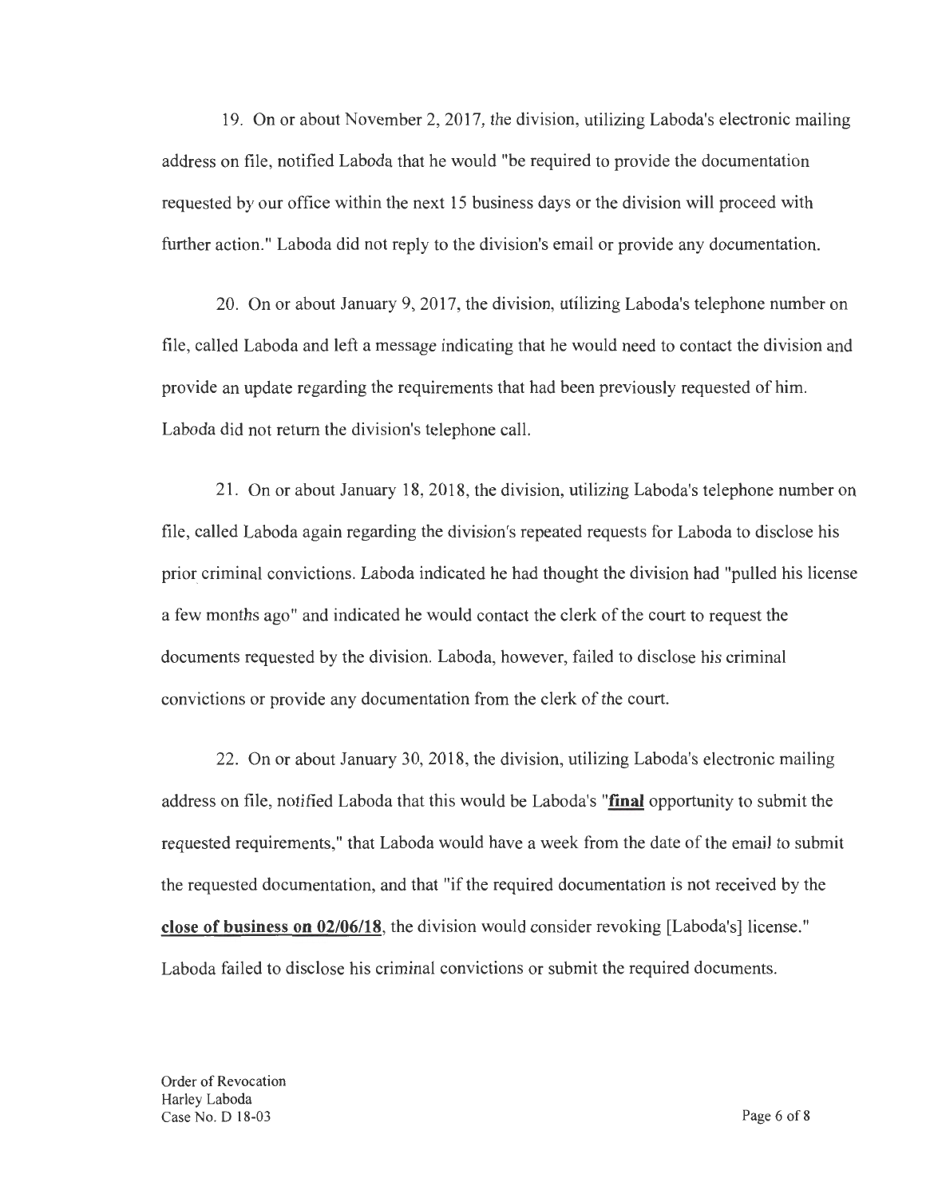19. On or about November 2, 2017, the division, utilizing Laboda's electronic mailing address on file, notified Laboda that he would "be required to provide the documentation requested by our office within the next 15 business days or the division will proceed with further action." Laboda did not reply to the division's email or provide any documentation.

20. On or about January 9, 2017, the division, utilizing Laboda's telephone number on file, called Laboda and left a message indicating that he would need to contact the division and provide an update regarding the requirements that had been previously requested of him. Laboda did not return the division's telephone call.

21. On or about January 18, 2018, the division, utilizing Laboda's telephone number on file, called Laboda again regarding the division's repeated requests for Laboda to disclose his prior criminal convictions. Laboda indicated he had thought the division had "pulled his license a few months ago" and indicated he would contact the clerk of the court to request the documents requested by the division. Laboda, however, failed to disclose his criminal convictions or provide any documentation from the clerk of the court.

22. On or about January 30, 2018, the division, utilizing Laboda's electronic mailing address on file, notified Laboda that this would be Laboda's "**final** opportunity to submit the requested requirements," that Laboda would have a week from the date of the email to submit the requested documentation, and that "if the required documentation is not received by the **close of business on 02/06/18**, the division would consider revoking [Laboda's] license." Laboda failed to disclose his criminal convictions or submit the required documents.

Order of Revocation
Harley Laboda
Case No. D 18-03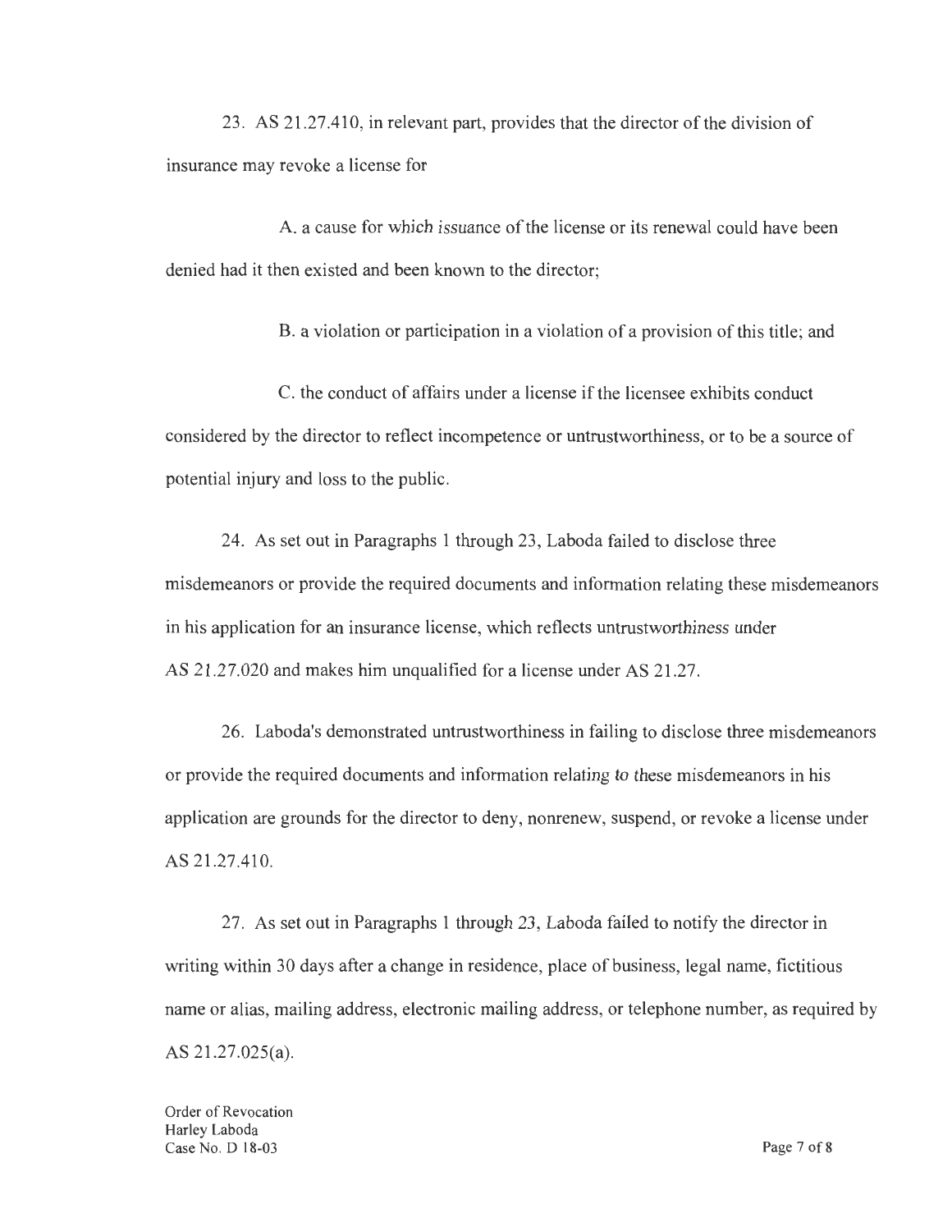23. AS 21.27.410, in relevant part, provides that the director of the division of insurance may revoke a license for

A. a cause for which issuance of the license or its renewal could have been denied had it then existed and been known to the director;

B. a violation or participation in a violation of a provision of this title; and

C. the conduct of affairs under a license if the licensee exhibits conduct considered by the director to reflect incompetence or untrustworthiness, or to be a source of potential injury and loss to the public.

24. As set out in Paragraphs 1 through 23, Laboda failed to disclose three misdemeanors or provide the required documents and information relating these misdemeanors in his application for an insurance license, which reflects untrustworthiness under AS 21.27.020 and makes him unqualified for a license under AS 21.27.

26. Laboda's demonstrated untrustworthiness in failing to disclose three misdemeanors or provide the required documents and information relating to these misdemeanors in his application are grounds for the director to deny, nonrenew, suspend, or revoke a license under AS 21.27.410.

27. As set out in Paragraphs 1 through 23, Laboda failed to notify the director in writing within 30 days after a change in residence, place of business, legal name, fictitious name or alias, mailing address, electronic mailing address, or telephone number, as required by AS 21.27.025(a).

Order of Revocation
Harley Laboda
Case No. D 18-03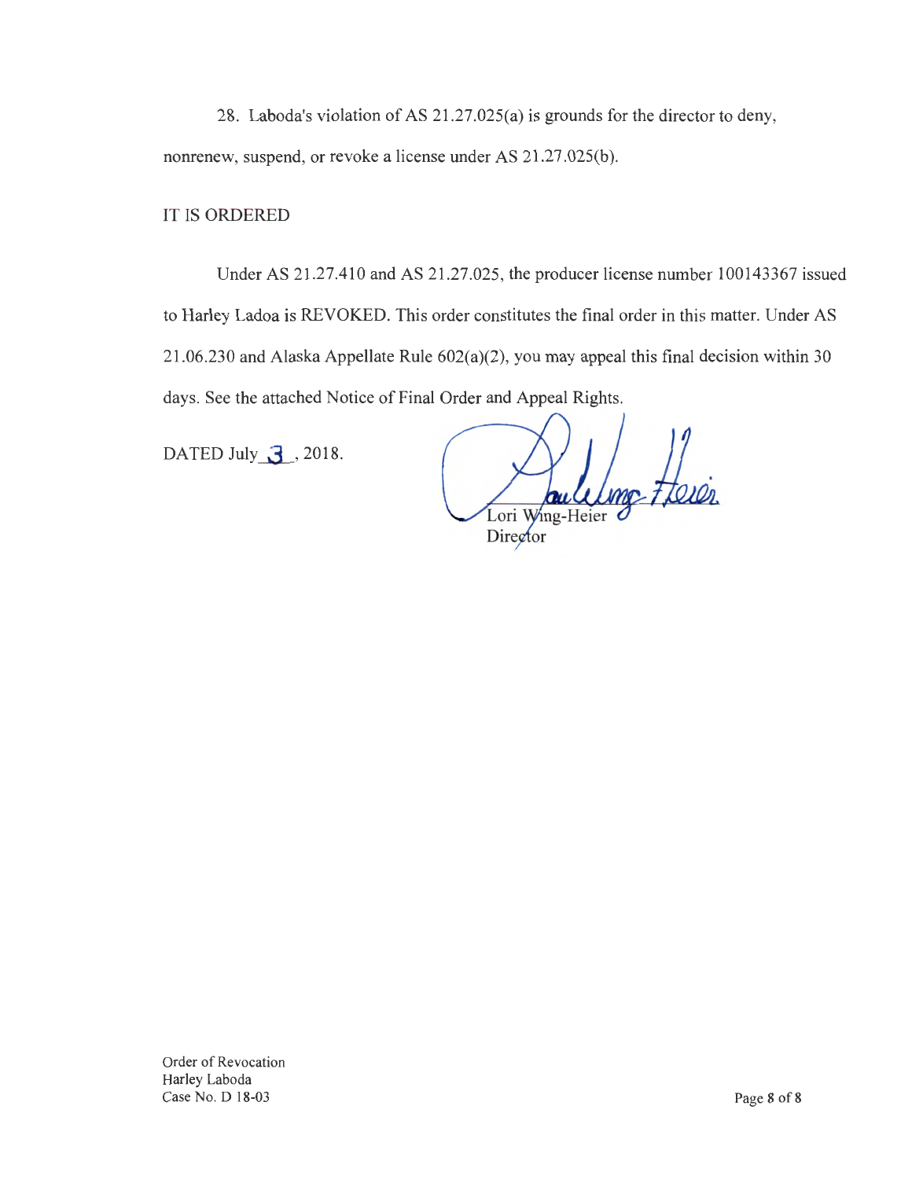28. Laboda's violation of AS 21.27.025(a) is grounds for the director to deny, nonrenew, suspend, or revoke a license under AS 21.27.025(b).

IT IS ORDERED

Under AS 21.27.410 and AS 21.27.025, the producer license number 100143367 issued to Harley Ladoa is REVOKED. This order constitutes the final order in this matter. Under AS 21.06.230 and Alaska Appellate Rule 602(a)(2), you may appeal this final decision within 30 days. See the attached Notice of Final Order and Appeal Rights.

DATED July 3, 2018.

Lori Wing-Heier
Director

Order of Revocation
Harley Laboda
Case No. D 18-03